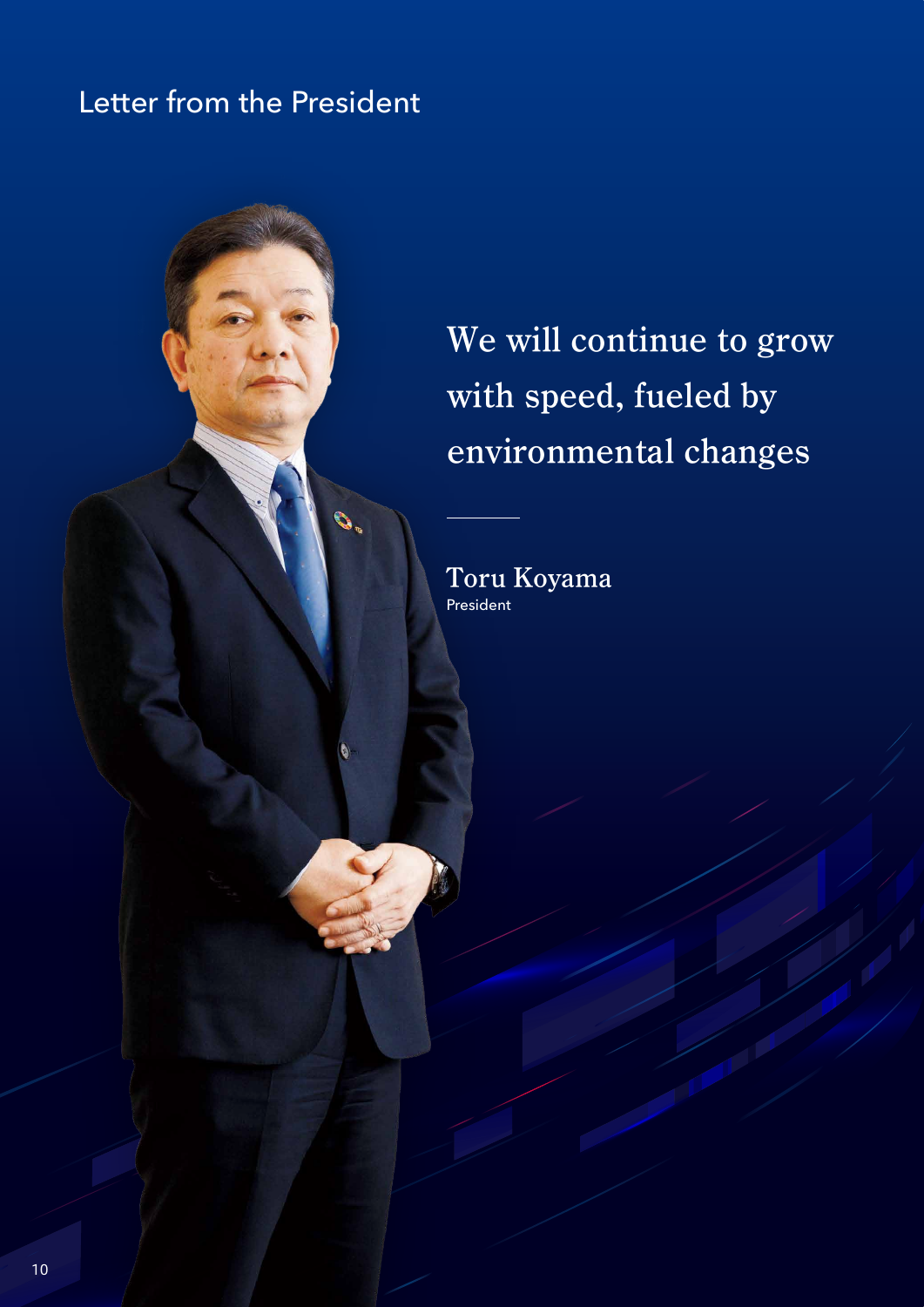# Letter from the President

## We will continue to grow with speed, fueled by environmental changes

Toru Koyama
President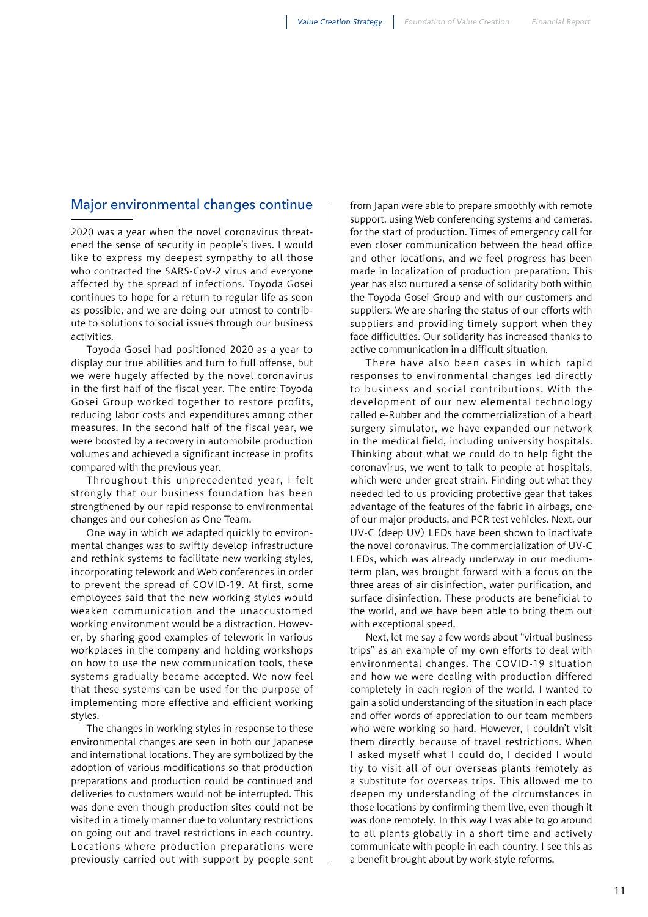## Major environmental changes continue

2020 was a year when the novel coronavirus threatened the sense of security in people's lives. I would like to express my deepest sympathy to all those who contracted the SARS-CoV-2 virus and everyone affected by the spread of infections. Toyoda Gosei continues to hope for a return to regular life as soon as possible, and we are doing our utmost to contribute to solutions to social issues through our business activities.

Toyoda Gosei had positioned 2020 as a year to display our true abilities and turn to full offense, but we were hugely affected by the novel coronavirus in the first half of the fiscal year. The entire Toyoda Gosei Group worked together to restore profits, reducing labor costs and expenditures among other measures. In the second half of the fiscal year, we were boosted by a recovery in automobile production volumes and achieved a significant increase in profits compared with the previous year.

Throughout this unprecedented year, I felt strongly that our business foundation has been strengthened by our rapid response to environmental changes and our cohesion as One Team.

One way in which we adapted quickly to environmental changes was to swiftly develop infrastructure and rethink systems to facilitate new working styles, incorporating telework and Web conferences in order to prevent the spread of COVID-19. At first, some employees said that the new working styles would weaken communication and the unaccustomed working environment would be a distraction. However, by sharing good examples of telework in various workplaces in the company and holding workshops on how to use the new communication tools, these systems gradually became accepted. We now feel that these systems can be used for the purpose of implementing more effective and efficient working styles.

The changes in working styles in response to these environmental changes are seen in both our Japanese and international locations. They are symbolized by the adoption of various modifications so that production preparations and production could be continued and deliveries to customers would not be interrupted. This was done even though production sites could not be visited in a timely manner due to voluntary restrictions on going out and travel restrictions in each country. Locations where production preparations were previously carried out with support by people sent from Japan were able to prepare smoothly with remote support, using Web conferencing systems and cameras, for the start of production. Times of emergency call for even closer communication between the head office and other locations, and we feel progress has been made in localization of production preparation. This year has also nurtured a sense of solidarity both within the Toyoda Gosei Group and with our customers and suppliers. We are sharing the status of our efforts with suppliers and providing timely support when they face difficulties. Our solidarity has increased thanks to active communication in a difficult situation.

There have also been cases in which rapid responses to environmental changes led directly to business and social contributions. With the development of our new elemental technology called e-Rubber and the commercialization of a heart surgery simulator, we have expanded our network in the medical field, including university hospitals. Thinking about what we could do to help fight the coronavirus, we went to talk to people at hospitals, which were under great strain. Finding out what they needed led to us providing protective gear that takes advantage of the features of the fabric in airbags, one of our major products, and PCR test vehicles. Next, our UV-C (deep UV) LEDs have been shown to inactivate the novel coronavirus. The commercialization of UV-C LEDs, which was already underway in our medium-term plan, was brought forward with a focus on the three areas of air disinfection, water purification, and surface disinfection. These products are beneficial to the world, and we have been able to bring them out with exceptional speed.

Next, let me say a few words about "virtual business trips" as an example of my own efforts to deal with environmental changes. The COVID-19 situation and how we were dealing with production differed completely in each region of the world. I wanted to gain a solid understanding of the situation in each place and offer words of appreciation to our team members who were working so hard. However, I couldn't visit them directly because of travel restrictions. When I asked myself what I could do, I decided I would try to visit all of our overseas plants remotely as a substitute for overseas trips. This allowed me to deepen my understanding of the circumstances in those locations by confirming them live, even though it was done remotely. In this way I was able to go around to all plants globally in a short time and actively communicate with people in each country. I see this as a benefit brought about by work-style reforms.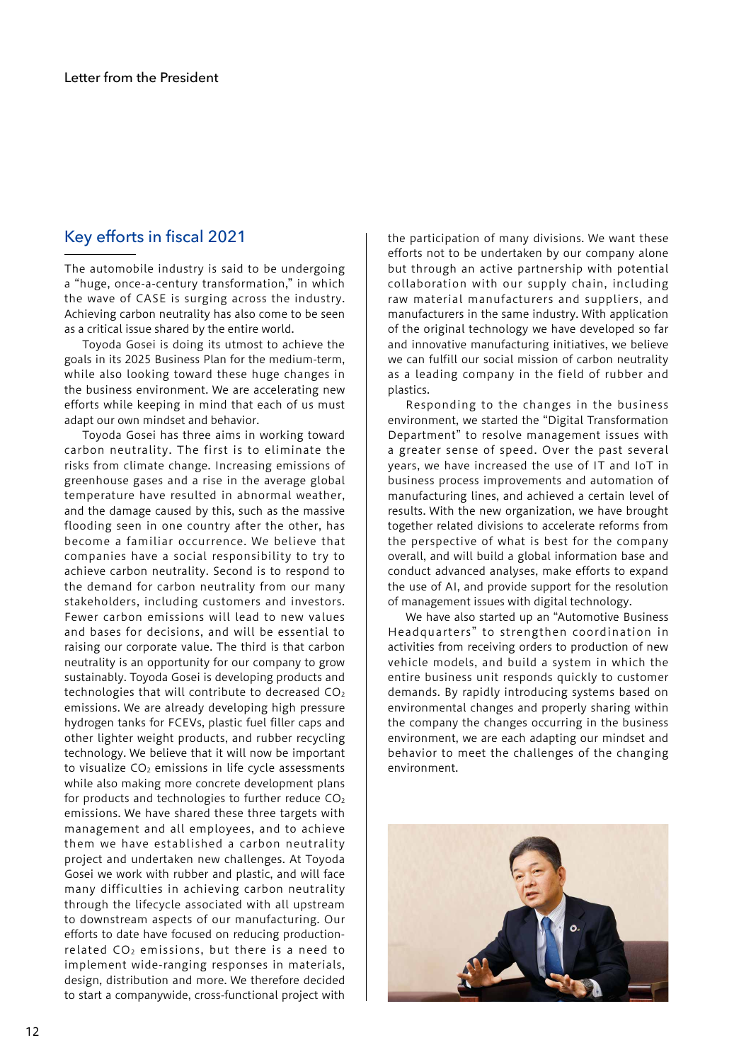## Key efforts in fiscal 2021

The automobile industry is said to be undergoing a "huge, once-a-century transformation," in which the wave of CASE is surging across the industry. Achieving carbon neutrality has also come to be seen as a critical issue shared by the entire world.

Toyoda Gosei is doing its utmost to achieve the goals in its 2025 Business Plan for the medium-term, while also looking toward these huge changes in the business environment. We are accelerating new efforts while keeping in mind that each of us must adapt our own mindset and behavior.

Toyoda Gosei has three aims in working toward carbon neutrality. The first is to eliminate the risks from climate change. Increasing emissions of greenhouse gases and a rise in the average global temperature have resulted in abnormal weather, and the damage caused by this, such as the massive flooding seen in one country after the other, has become a familiar occurrence. We believe that companies have a social responsibility to try to achieve carbon neutrality. Second is to respond to the demand for carbon neutrality from our many stakeholders, including customers and investors. Fewer carbon emissions will lead to new values and bases for decisions, and will be essential to raising our corporate value. The third is that carbon neutrality is an opportunity for our company to grow sustainably. Toyoda Gosei is developing products and technologies that will contribute to decreased $CO_2$ emissions. We are already developing high pressure hydrogen tanks for FCEVs, plastic fuel filler caps and other lighter weight products, and rubber recycling technology. We believe that it will now be important to visualize $CO_2$ emissions in life cycle assessments while also making more concrete development plans for products and technologies to further reduce $CO_2$ emissions. We have shared these three targets with management and all employees, and to achieve them we have established a carbon neutrality project and undertaken new challenges. At Toyoda Gosei we work with rubber and plastic, and will face many difficulties in achieving carbon neutrality through the lifecycle associated with all upstream to downstream aspects of our manufacturing. Our efforts to date have focused on reducing production-related $CO_2$ emissions, but there is a need to implement wide-ranging responses in materials, design, distribution and more. We therefore decided to start a companywide, cross-functional project with the participation of many divisions. We want these efforts not to be undertaken by our company alone but through an active partnership with potential collaboration with our supply chain, including raw material manufacturers and suppliers, and manufacturers in the same industry. With application of the original technology we have developed so far and innovative manufacturing initiatives, we believe we can fulfill our social mission of carbon neutrality as a leading company in the field of rubber and plastics.

Responding to the changes in the business environment, we started the "Digital Transformation Department" to resolve management issues with a greater sense of speed. Over the past several years, we have increased the use of IT and IoT in business process improvements and automation of manufacturing lines, and achieved a certain level of results. With the new organization, we have brought together related divisions to accelerate reforms from the perspective of what is best for the company overall, and will build a global information base and conduct advanced analyses, make efforts to expand the use of AI, and provide support for the resolution of management issues with digital technology.

We have also started up an "Automotive Business Headquarters" to strengthen coordination in activities from receiving orders to production of new vehicle models, and build a system in which the entire business unit responds quickly to customer demands. By rapidly introducing systems based on environmental changes and properly sharing within the company the changes occurring in the business environment, we are each adapting our mindset and behavior to meet the challenges of the changing environment.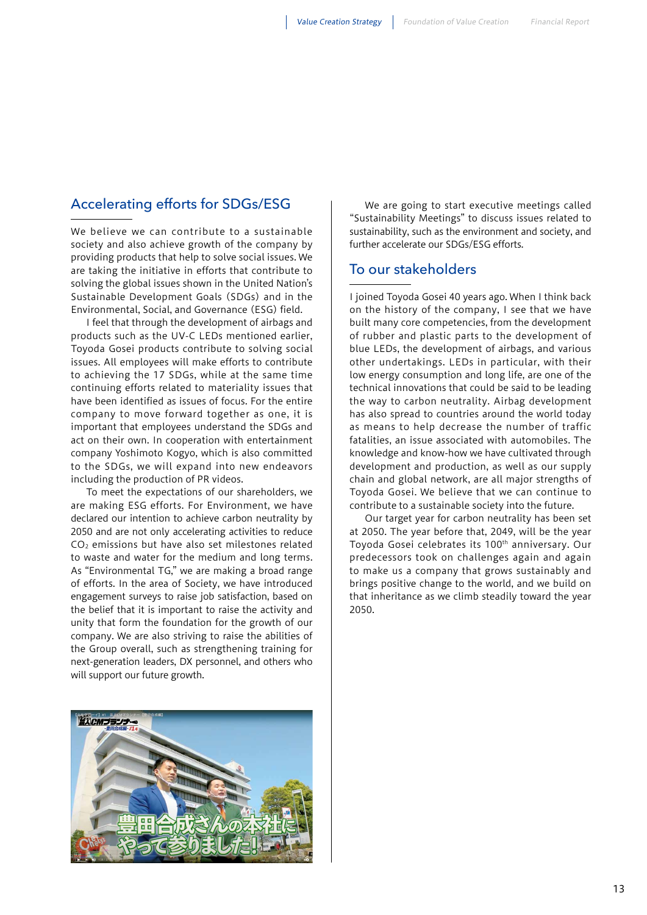## Accelerating efforts for SDGs/ESG

We believe we can contribute to a sustainable society and also achieve growth of the company by providing products that help to solve social issues. We are taking the initiative in efforts that contribute to solving the global issues shown in the United Nation's Sustainable Development Goals (SDGs) and in the Environmental, Social, and Governance (ESG) field.

I feel that through the development of airbags and products such as the UV-C LEDs mentioned earlier, Toyoda Gosei products contribute to solving social issues. All employees will make efforts to contribute to achieving the 17 SDGs, while at the same time continuing efforts related to materiality issues that have been identified as issues of focus. For the entire company to move forward together as one, it is important that employees understand the SDGs and act on their own. In cooperation with entertainment company Yoshimoto Kogyo, which is also committed to the SDGs, we will expand into new endeavors including the production of PR videos.

To meet the expectations of our shareholders, we are making ESG efforts. For Environment, we have declared our intention to achieve carbon neutrality by 2050 and are not only accelerating activities to reduce $CO_2$ emissions but have also set milestones related to waste and water for the medium and long terms. As "Environmental TG," we are making a broad range of efforts. In the area of Society, we have introduced engagement surveys to raise job satisfaction, based on the belief that it is important to raise the activity and unity that form the foundation for the growth of our company. We are also striving to raise the abilities of the Group overall, such as strengthening training for next-generation leaders, DX personnel, and others who will support our future growth.

We are going to start executive meetings called "Sustainability Meetings" to discuss issues related to sustainability, such as the environment and society, and further accelerate our SDGs/ESG efforts.

## To our stakeholders

I joined Toyoda Gosei 40 years ago. When I think back on the history of the company, I see that we have built many core competencies, from the development of rubber and plastic parts to the development of blue LEDs, the development of airbags, and various other undertakings. LEDs in particular, with their low energy consumption and long life, are one of the technical innovations that could be said to be leading the way to carbon neutrality. Airbag development has also spread to countries around the world today as means to help decrease the number of traffic fatalities, an issue associated with automobiles. The knowledge and know-how we have cultivated through development and production, as well as our supply chain and global network, are all major strengths of Toyoda Gosei. We believe that we can continue to contribute to a sustainable society into the future.

Our target year for carbon neutrality has been set at 2050. The year before that, 2049, will be the year Toyoda Gosei celebrates its 100th anniversary. Our predecessors took on challenges again and again to make us a company that grows sustainably and brings positive change to the world, and we build on that inheritance as we climb steadily toward the year 2050.